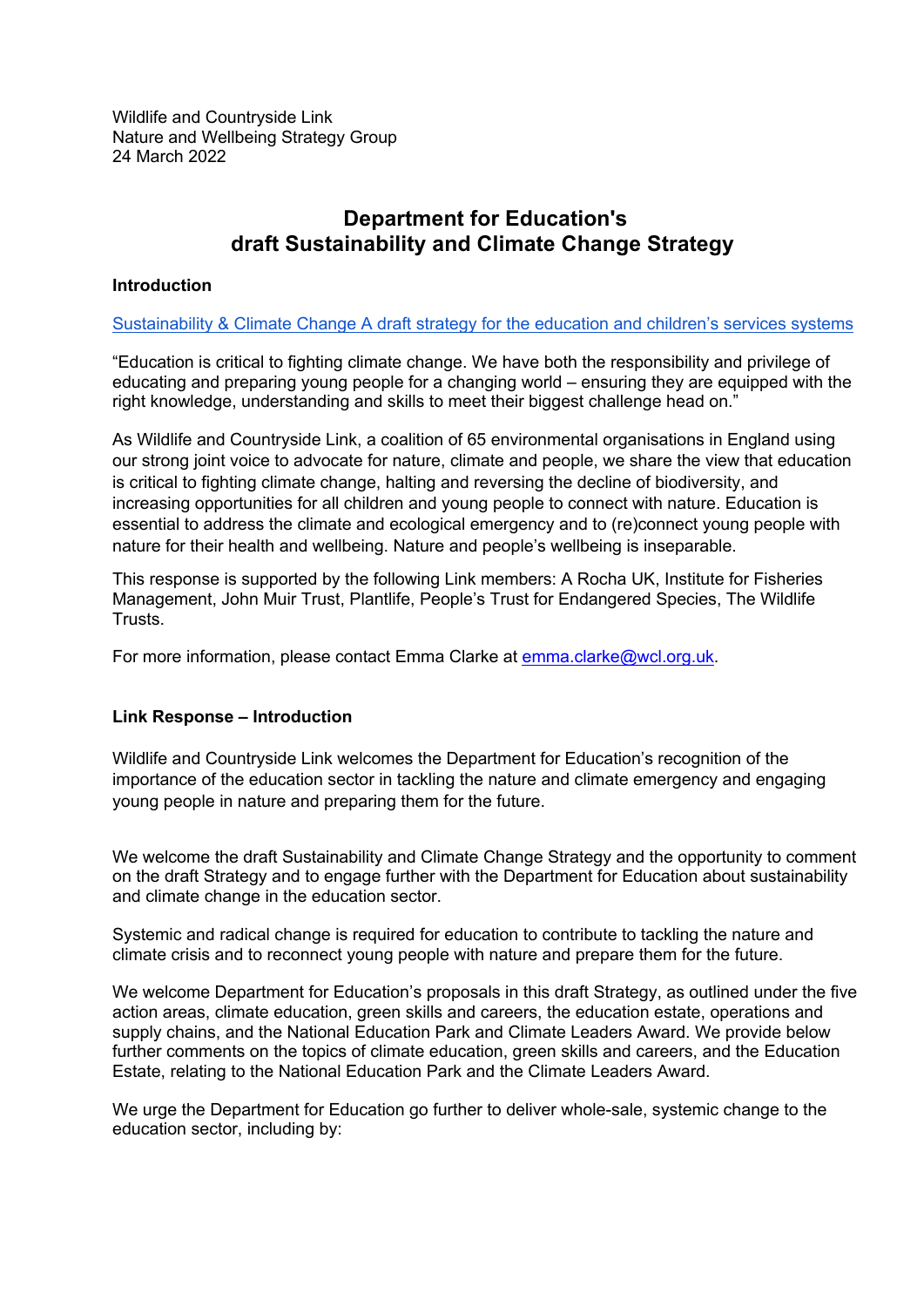Wildlife and Countryside Link
Nature and Wellbeing Strategy Group
24 March 2022

# Department for Education's draft Sustainability and Climate Change Strategy

**Introduction**

[Sustainability & Climate Change A draft strategy for the education and children's services systems]

"Education is critical to fighting climate change. We have both the responsibility and privilege of educating and preparing young people for a changing world – ensuring they are equipped with the right knowledge, understanding and skills to meet their biggest challenge head on."

As Wildlife and Countryside Link, a coalition of 65 environmental organisations in England using our strong joint voice to advocate for nature, climate and people, we share the view that education is critical to fighting climate change, halting and reversing the decline of biodiversity, and increasing opportunities for all children and young people to connect with nature. Education is essential to address the climate and ecological emergency and to (re)connect young people with nature for their health and wellbeing. Nature and people's wellbeing is inseparable.

This response is supported by the following Link members: A Rocha UK, Institute for Fisheries Management, John Muir Trust, Plantlife, People's Trust for Endangered Species, The Wildlife Trusts.

For more information, please contact Emma Clarke at emma.clarke@wcl.org.uk.

**Link Response – Introduction**

Wildlife and Countryside Link welcomes the Department for Education's recognition of the importance of the education sector in tackling the nature and climate emergency and engaging young people in nature and preparing them for the future.

We welcome the draft Sustainability and Climate Change Strategy and the opportunity to comment on the draft Strategy and to engage further with the Department for Education about sustainability and climate change in the education sector.

Systemic and radical change is required for education to contribute to tackling the nature and climate crisis and to reconnect young people with nature and prepare them for the future.

We welcome Department for Education's proposals in this draft Strategy, as outlined under the five action areas, climate education, green skills and careers, the education estate, operations and supply chains, and the National Education Park and Climate Leaders Award. We provide below further comments on the topics of climate education, green skills and careers, and the Education Estate, relating to the National Education Park and the Climate Leaders Award.

We urge the Department for Education go further to deliver whole-sale, systemic change to the education sector, including by: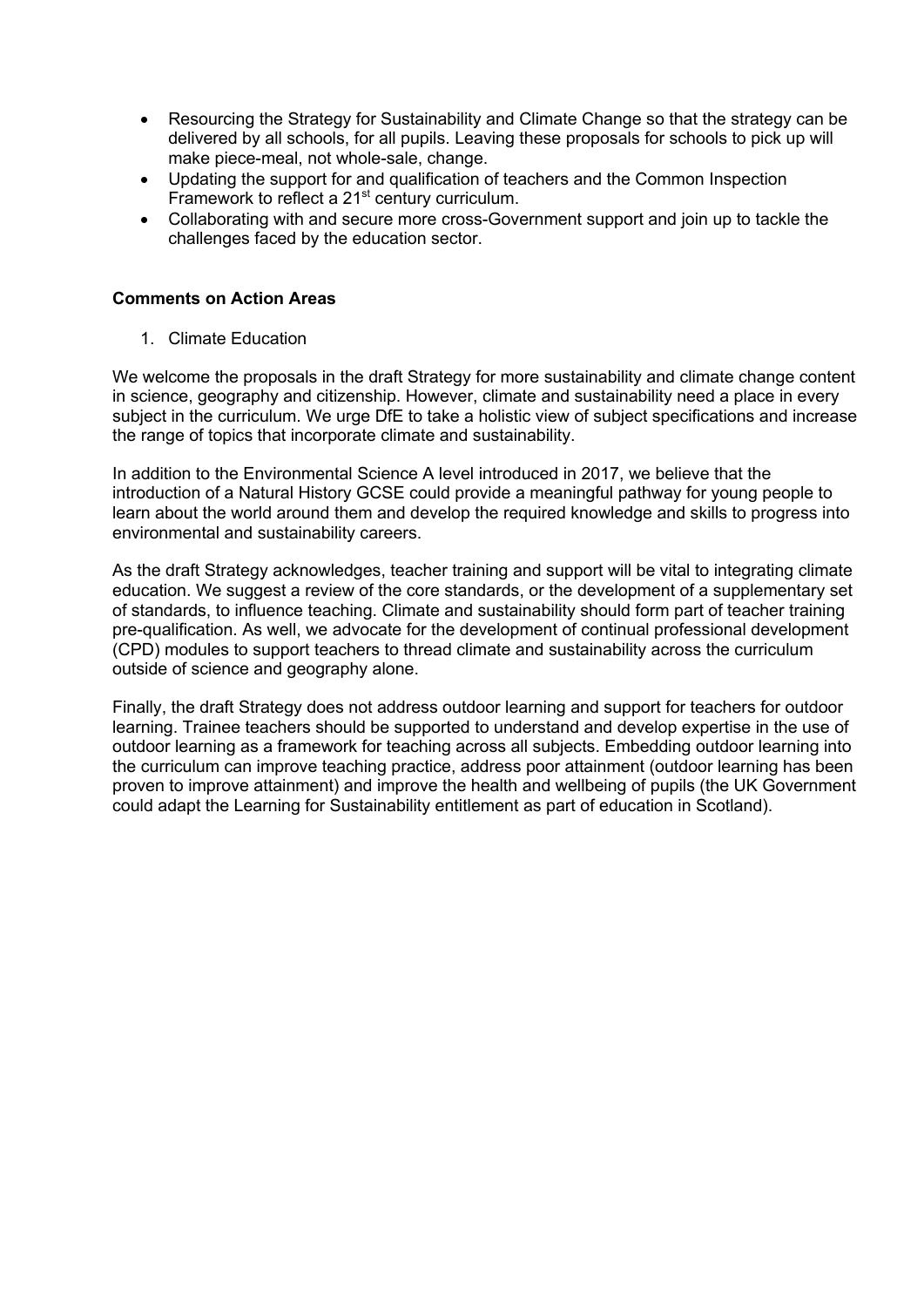- Resourcing the Strategy for Sustainability and Climate Change so that the strategy can be delivered by all schools, for all pupils. Leaving these proposals for schools to pick up will make piece-meal, not whole-sale, change.
- Updating the support for and qualification of teachers and the Common Inspection Framework to reflect a 21st century curriculum.
- Collaborating with and secure more cross-Government support and join up to tackle the challenges faced by the education sector.

**Comments on Action Areas**

1. Climate Education

We welcome the proposals in the draft Strategy for more sustainability and climate change content in science, geography and citizenship. However, climate and sustainability need a place in every subject in the curriculum. We urge DfE to take a holistic view of subject specifications and increase the range of topics that incorporate climate and sustainability.

In addition to the Environmental Science A level introduced in 2017, we believe that the introduction of a Natural History GCSE could provide a meaningful pathway for young people to learn about the world around them and develop the required knowledge and skills to progress into environmental and sustainability careers.

As the draft Strategy acknowledges, teacher training and support will be vital to integrating climate education. We suggest a review of the core standards, or the development of a supplementary set of standards, to influence teaching. Climate and sustainability should form part of teacher training pre-qualification. As well, we advocate for the development of continual professional development (CPD) modules to support teachers to thread climate and sustainability across the curriculum outside of science and geography alone.

Finally, the draft Strategy does not address outdoor learning and support for teachers for outdoor learning. Trainee teachers should be supported to understand and develop expertise in the use of outdoor learning as a framework for teaching across all subjects. Embedding outdoor learning into the curriculum can improve teaching practice, address poor attainment (outdoor learning has been proven to improve attainment) and improve the health and wellbeing of pupils (the UK Government could adapt the Learning for Sustainability entitlement as part of education in Scotland).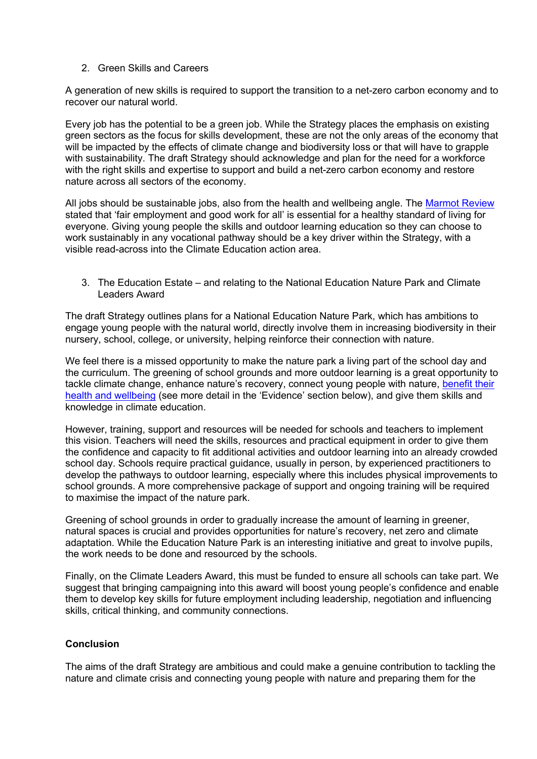2. Green Skills and Careers

A generation of new skills is required to support the transition to a net-zero carbon economy and to recover our natural world.

Every job has the potential to be a green job. While the Strategy places the emphasis on existing green sectors as the focus for skills development, these are not the only areas of the economy that will be impacted by the effects of climate change and biodiversity loss or that will have to grapple with sustainability. The draft Strategy should acknowledge and plan for the need for a workforce with the right skills and expertise to support and build a net-zero carbon economy and restore nature across all sectors of the economy.

All jobs should be sustainable jobs, also from the health and wellbeing angle. The [Marmot Review] stated that 'fair employment and good work for all' is essential for a healthy standard of living for everyone. Giving young people the skills and outdoor learning education so they can choose to work sustainably in any vocational pathway should be a key driver within the Strategy, with a visible read-across into the Climate Education action area.

3. The Education Estate – and relating to the National Education Nature Park and Climate Leaders Award

The draft Strategy outlines plans for a National Education Nature Park, which has ambitions to engage young people with the natural world, directly involve them in increasing biodiversity in their nursery, school, college, or university, helping reinforce their connection with nature.

We feel there is a missed opportunity to make the nature park a living part of the school day and the curriculum. The greening of school grounds and more outdoor learning is a great opportunity to tackle climate change, enhance nature's recovery, connect young people with nature, [benefit their health and wellbeing] (see more detail in the 'Evidence' section below), and give them skills and knowledge in climate education.

However, training, support and resources will be needed for schools and teachers to implement this vision. Teachers will need the skills, resources and practical equipment in order to give them the confidence and capacity to fit additional activities and outdoor learning into an already crowded school day. Schools require practical guidance, usually in person, by experienced practitioners to develop the pathways to outdoor learning, especially where this includes physical improvements to school grounds. A more comprehensive package of support and ongoing training will be required to maximise the impact of the nature park.

Greening of school grounds in order to gradually increase the amount of learning in greener, natural spaces is crucial and provides opportunities for nature's recovery, net zero and climate adaptation. While the Education Nature Park is an interesting initiative and great to involve pupils, the work needs to be done and resourced by the schools.

Finally, on the Climate Leaders Award, this must be funded to ensure all schools can take part. We suggest that bringing campaigning into this award will boost young people's confidence and enable them to develop key skills for future employment including leadership, negotiation and influencing skills, critical thinking, and community connections.

**Conclusion**

The aims of the draft Strategy are ambitious and could make a genuine contribution to tackling the nature and climate crisis and connecting young people with nature and preparing them for the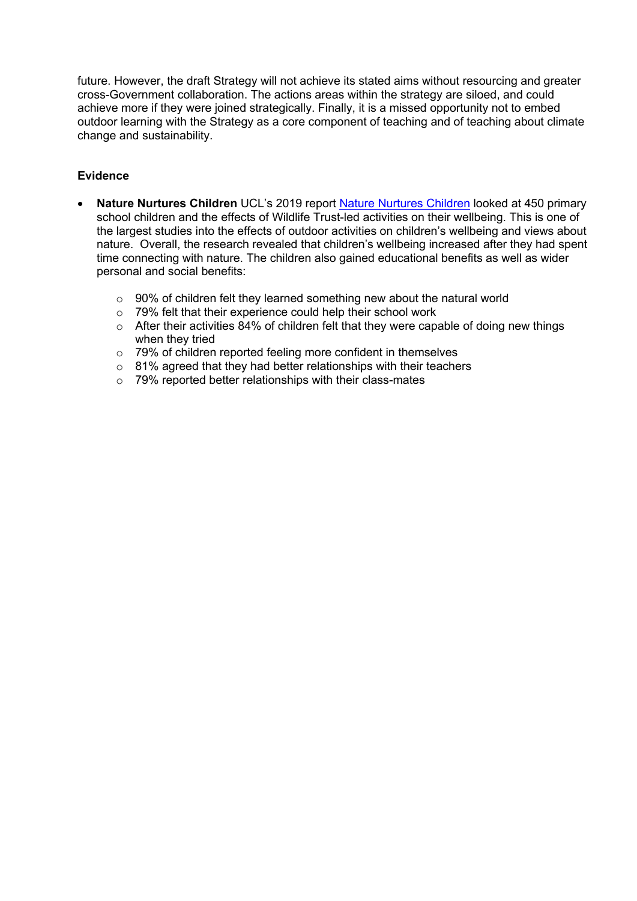future. However, the draft Strategy will not achieve its stated aims without resourcing and greater cross-Government collaboration. The actions areas within the strategy are siloed, and could achieve more if they were joined strategically. Finally, it is a missed opportunity not to embed outdoor learning with the Strategy as a core component of teaching and of teaching about climate change and sustainability.

**Evidence**

- **Nature Nurtures Children** UCL's 2019 report [Nature Nurtures Children] looked at 450 primary school children and the effects of Wildlife Trust-led activities on their wellbeing. This is one of the largest studies into the effects of outdoor activities on children's wellbeing and views about nature. Overall, the research revealed that children's wellbeing increased after they had spent time connecting with nature. The children also gained educational benefits as well as wider personal and social benefits:
    - 90% of children felt they learned something new about the natural world
    - 79% felt that their experience could help their school work
    - After their activities 84% of children felt that they were capable of doing new things when they tried
    - 79% of children reported feeling more confident in themselves
    - 81% agreed that they had better relationships with their teachers
    - 79% reported better relationships with their class-mates